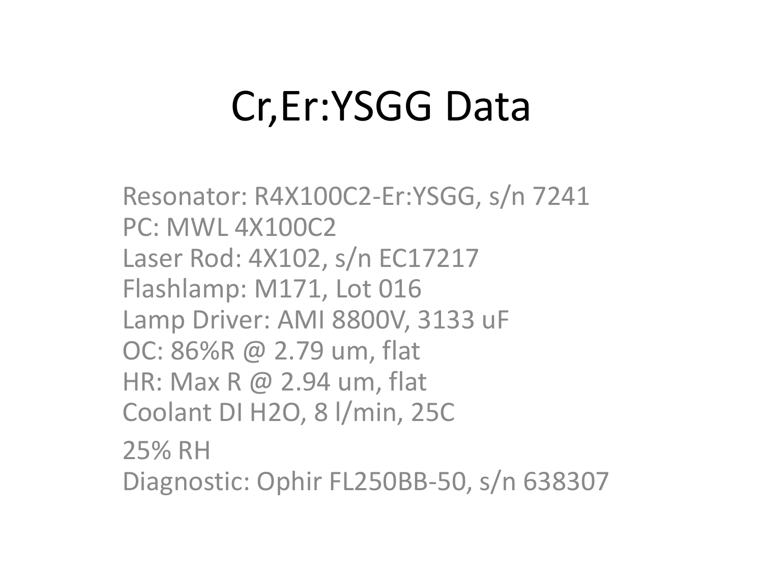# Cr,Er:YSGG Data

Resonator: R4X100C2-Er:YSGG, s/n 7241
PC: MWL 4X100C2
Laser Rod: 4X102, s/n EC17217
Flashlamp: M171, Lot 016
Lamp Driver: AMI 8800V, 3133 uF
OC: 86%R @ 2.79 um, flat
HR: Max R @ 2.94 um, flat
Coolant DI $H_2O$, 8 l/min, 25C

25% RH
Diagnostic: Ophir FL250BB-50, s/n 638307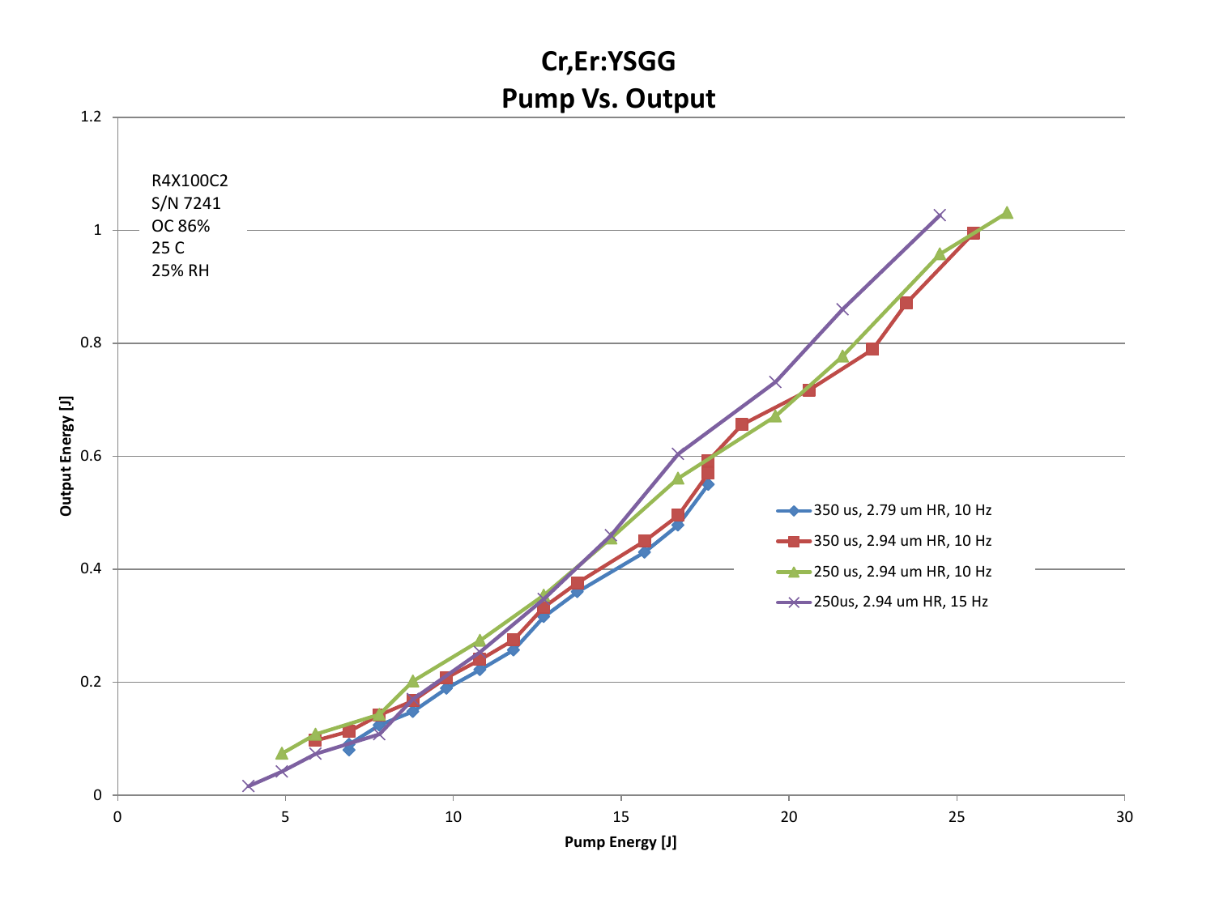# Cr,Er:YSGG
## Pump Vs. Output

R4X100C2
S/N 7241
OC 86%
25 C
25% RH

Output Energy [J]

Pump Energy [J]

- 350 us, 2.79 um HR, 10 Hz
- 350 us, 2.94 um HR, 10 Hz
- 250 us, 2.94 um HR, 10 Hz
- 250us, 2.94 um HR, 15 Hz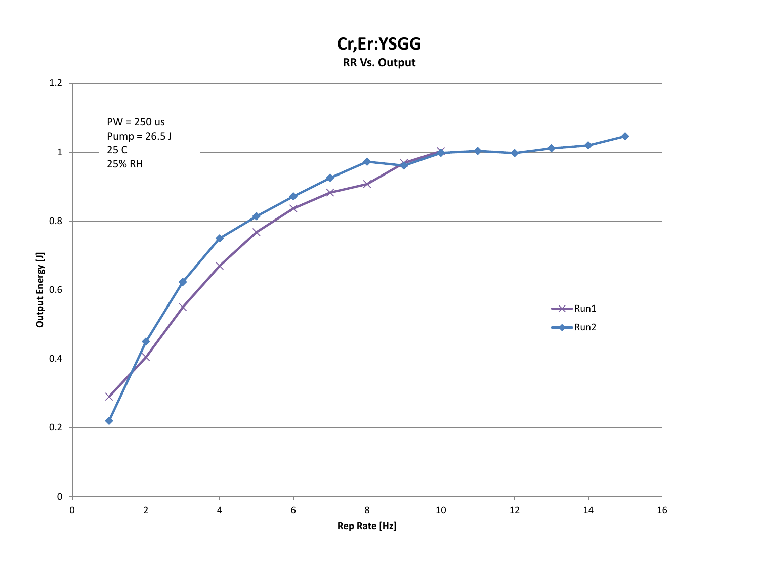# Cr,Er:YSGG

**RR Vs. Output**

PW = 250 us
Pump = 26.5 J
25 C
25% RH

Output Energy [J]

Rep Rate [Hz]

Run1

Run2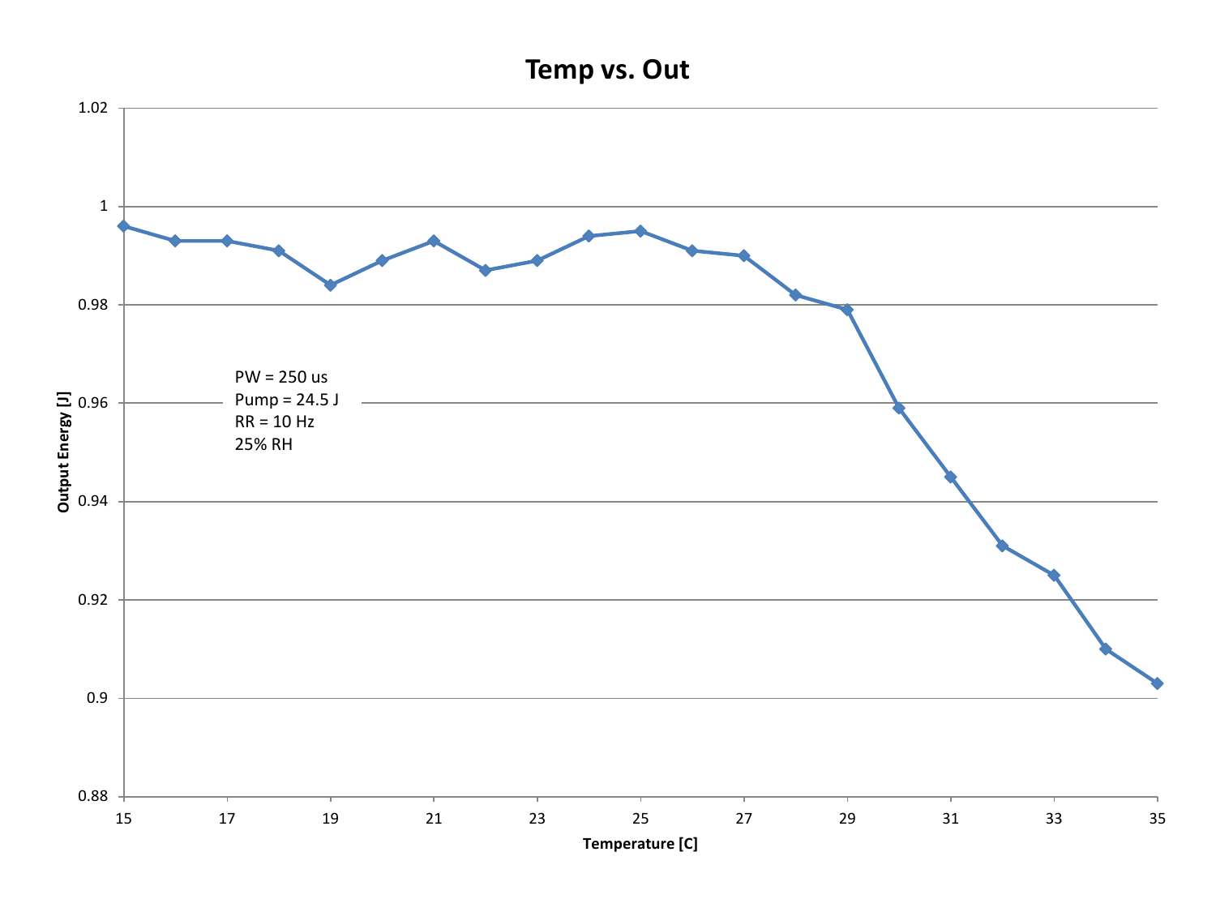# Temp vs. Out

PW = 250 us
Pump = 24.5 J
RR = 10 Hz
25% RH

Output Energy [J]

Temperature [C]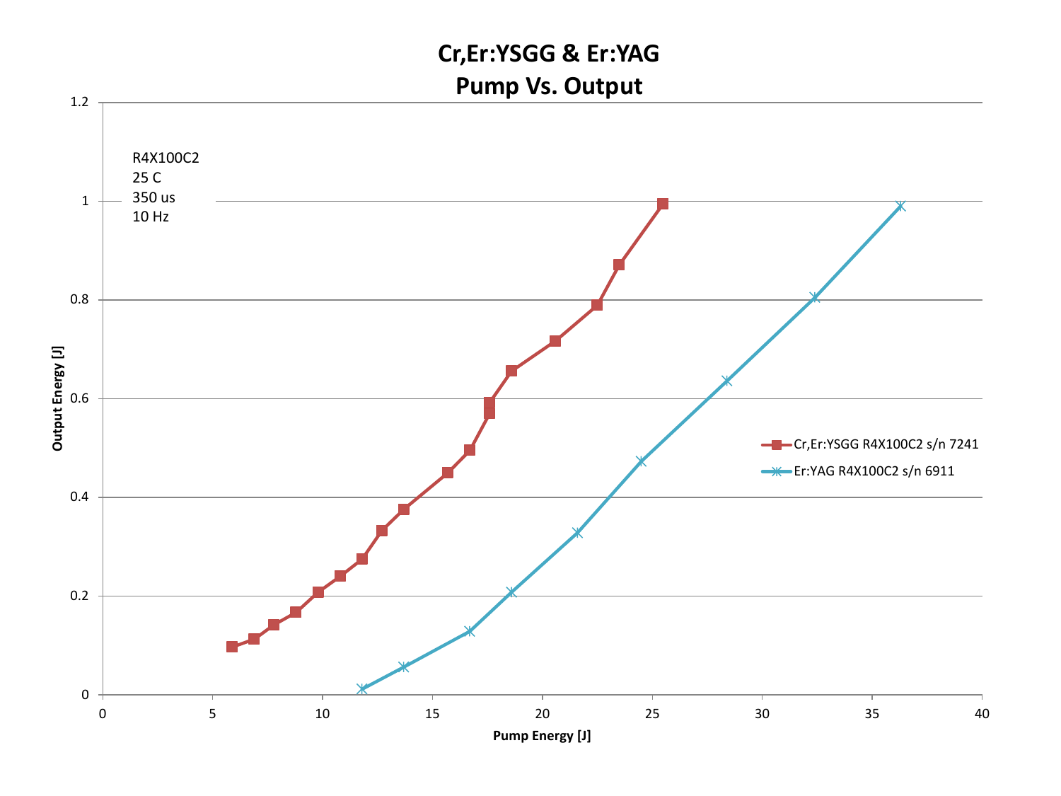# Cr,Er:YSGG & Er:YAG
# Pump Vs. Output

R4X100C2
25 C
350 us
10 Hz

Output Energy [J]

Pump Energy [J]

Cr,Er:YSGG R4X100C2 s/n 7241

Er:YAG R4X100C2 s/n 6911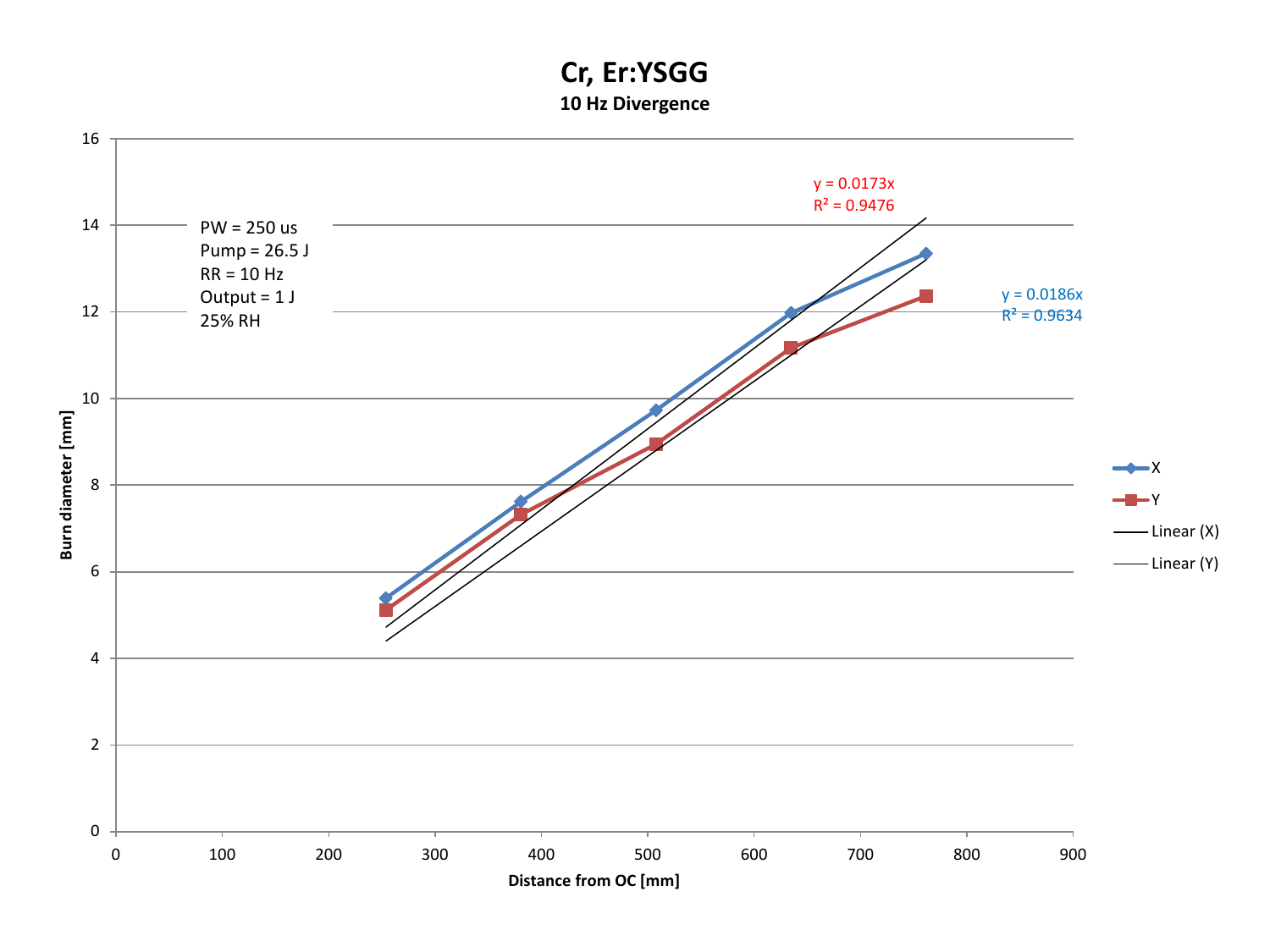# Cr, Er:YSGG

**10 Hz Divergence**

PW = 250 us
Pump = 26.5 J
RR = 10 Hz
Output = 1 J
25% RH

$y = 0.0173x$
$R^2 = 0.9476$

$y = 0.0186x$
$R^2 = 0.9634$

Burn diameter [mm]

Distance from OC [mm]

- X
- Y
- Linear (X)
- Linear (Y)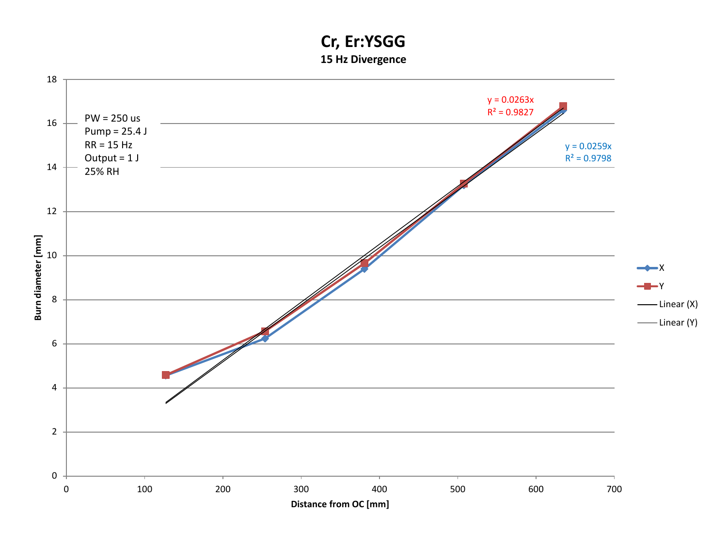# Cr, Er:YSGG

**15 Hz Divergence**

PW = 250 us
Pump = 25.4 J
RR = 15 Hz
Output = 1 J
25% RH

y = 0.0263x
$R^2$ = 0.9827

y = 0.0259x
$R^2$ = 0.9798

Burn diameter [mm]

0
2
4
6
8
10
12
14
16
18

Distance from OC [mm]

0
100
200
300
400
500
600
700

X
Y
Linear (X)
Linear (Y)